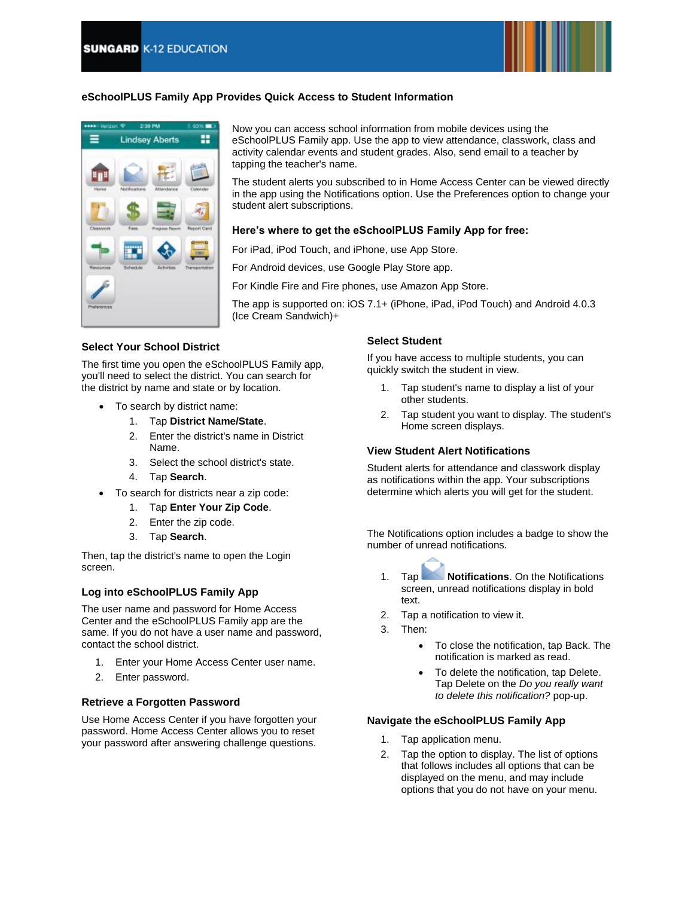SUNGARD K-12 EDUCATION

## eSchoolPLUS Family App Provides Quick Access to Student Information

Now you can access school information from mobile devices using the eSchoolPLUS Family app. Use the app to view attendance, classwork, class and activity calendar events and student grades. Also, send email to a teacher by tapping the teacher's name.

The student alerts you subscribed to in Home Access Center can be viewed directly in the app using the Notifications option. Use the Preferences option to change your student alert subscriptions.

### Here's where to get the eSchoolPLUS Family App for free:

For iPad, iPod Touch, and iPhone, use App Store.

For Android devices, use Google Play Store app.

For Kindle Fire and Fire phones, use Amazon App Store.

The app is supported on: iOS 7.1+ (iPhone, iPad, iPod Touch) and Android 4.0.3 (Ice Cream Sandwich)+

### Select Your School District

The first time you open the eSchoolPLUS Family app, you'll need to select the district. You can search for the district by name and state or by location.

- To search by district name:
  1. Tap **District Name/State**.
  2. Enter the district's name in District Name.
  3. Select the school district's state.
  4. Tap **Search**.
- To search for districts near a zip code:
  1. Tap **Enter Your Zip Code**.
  2. Enter the zip code.
  3. Tap **Search**.

Then, tap the district's name to open the Login screen.

### Log into eSchoolPLUS Family App

The user name and password for Home Access Center and the eSchoolPLUS Family app are the same. If you do not have a user name and password, contact the school district.

1. Enter your Home Access Center user name.
2. Enter password.

### Retrieve a Forgotten Password

Use Home Access Center if you have forgotten your password. Home Access Center allows you to reset your password after answering challenge questions.

### Select Student

If you have access to multiple students, you can quickly switch the student in view.

1. Tap student's name to display a list of your other students.
2. Tap student you want to display. The student's Home screen displays.

### View Student Alert Notifications

Student alerts for attendance and classwork display as notifications within the app. Your subscriptions determine which alerts you will get for the student.

The Notifications option includes a badge to show the number of unread notifications.

1. Tap **Notifications**. On the Notifications screen, unread notifications display in bold text.
2. Tap a notification to view it.
3. Then:
   - To close the notification, tap Back. The notification is marked as read.
   - To delete the notification, tap Delete. Tap Delete on the *Do you really want to delete this notification?* pop-up.

### Navigate the eSchoolPLUS Family App

1. Tap application menu.
2. Tap the option to display. The list of options that follows includes all options that can be displayed on the menu, and may include options that you do not have on your menu.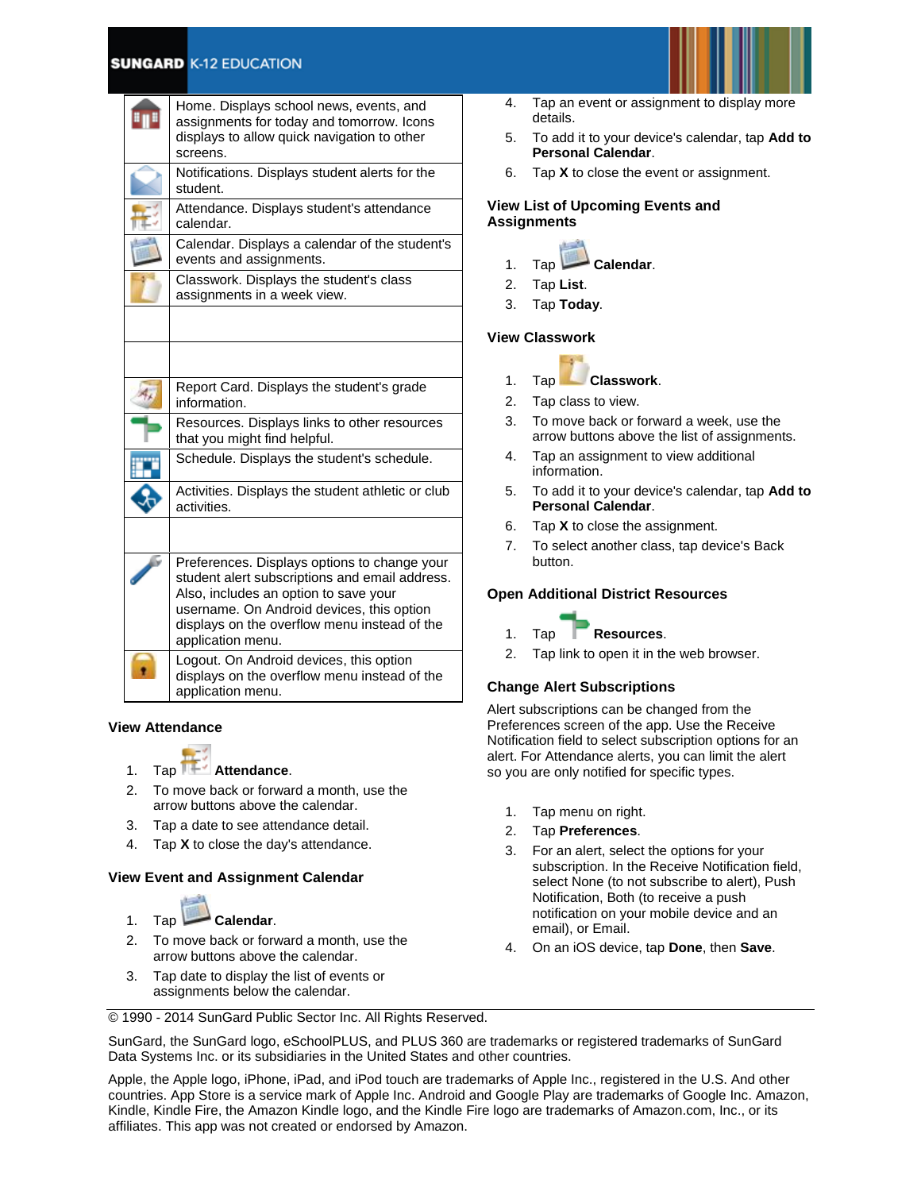| | |
|---|---|
| | Home. Displays school news, events, and assignments for today and tomorrow. Icons displays to allow quick navigation to other screens. |
| | Notifications. Displays student alerts for the student. |
| | Attendance. Displays student's attendance calendar. |
| | Calendar. Displays a calendar of the student's events and assignments. |
| | Classwork. Displays the student's class assignments in a week view. |
| | |
| | |
| | Report Card. Displays the student's grade information. |
| | Resources. Displays links to other resources that you might find helpful. |
| | Schedule. Displays the student's schedule. |
| | Activities. Displays the student athletic or club activities. |
| | |
| | Preferences. Displays options to change your student alert subscriptions and email address. Also, includes an option to save your username. On Android devices, this option displays on the overflow menu instead of the application menu. |
| | Logout. On Android devices, this option displays on the overflow menu instead of the application menu. |

### View Attendance

1. Tap **Attendance**.
2. To move back or forward a month, use the arrow buttons above the calendar.
3. Tap a date to see attendance detail.
4. Tap **X** to close the day's attendance.

### View Event and Assignment Calendar

1. Tap **Calendar**.
2. To move back or forward a month, use the arrow buttons above the calendar.
3. Tap date to display the list of events or assignments below the calendar.
4. Tap an event or assignment to display more details.
5. To add it to your device's calendar, tap **Add to Personal Calendar**.
6. Tap **X** to close the event or assignment.

### View List of Upcoming Events and Assignments

1. Tap **Calendar**.
2. Tap **List**.
3. Tap **Today**.

### View Classwork

1. Tap **Classwork**.
2. Tap class to view.
3. To move back or forward a week, use the arrow buttons above the list of assignments.
4. Tap an assignment to view additional information.
5. To add it to your device's calendar, tap **Add to Personal Calendar**.
6. Tap **X** to close the assignment.
7. To select another class, tap device's Back button.

### Open Additional District Resources

1. Tap **Resources**.
2. Tap link to open it in the web browser.

### Change Alert Subscriptions

Alert subscriptions can be changed from the Preferences screen of the app. Use the Receive Notification field to select subscription options for an alert. For Attendance alerts, you can limit the alert so you are only notified for specific types.

1. Tap menu on right.
2. Tap **Preferences**.
3. For an alert, select the options for your subscription. In the Receive Notification field, select None (to not subscribe to alert), Push Notification, Both (to receive a push notification on your mobile device and an email), or Email.
4. On an iOS device, tap **Done**, then **Save**.

© 1990 - 2014 SunGard Public Sector Inc. All Rights Reserved.

SunGard, the SunGard logo, eSchoolPLUS, and PLUS 360 are trademarks or registered trademarks of SunGard Data Systems Inc. or its subsidiaries in the United States and other countries.

Apple, the Apple logo, iPhone, iPad, and iPod touch are trademarks of Apple Inc., registered in the U.S. And other countries. App Store is a service mark of Apple Inc. Android and Google Play are trademarks of Google Inc. Amazon, Kindle, Kindle Fire, the Amazon Kindle logo, and the Kindle Fire logo are trademarks of Amazon.com, Inc., or its affiliates. This app was not created or endorsed by Amazon.